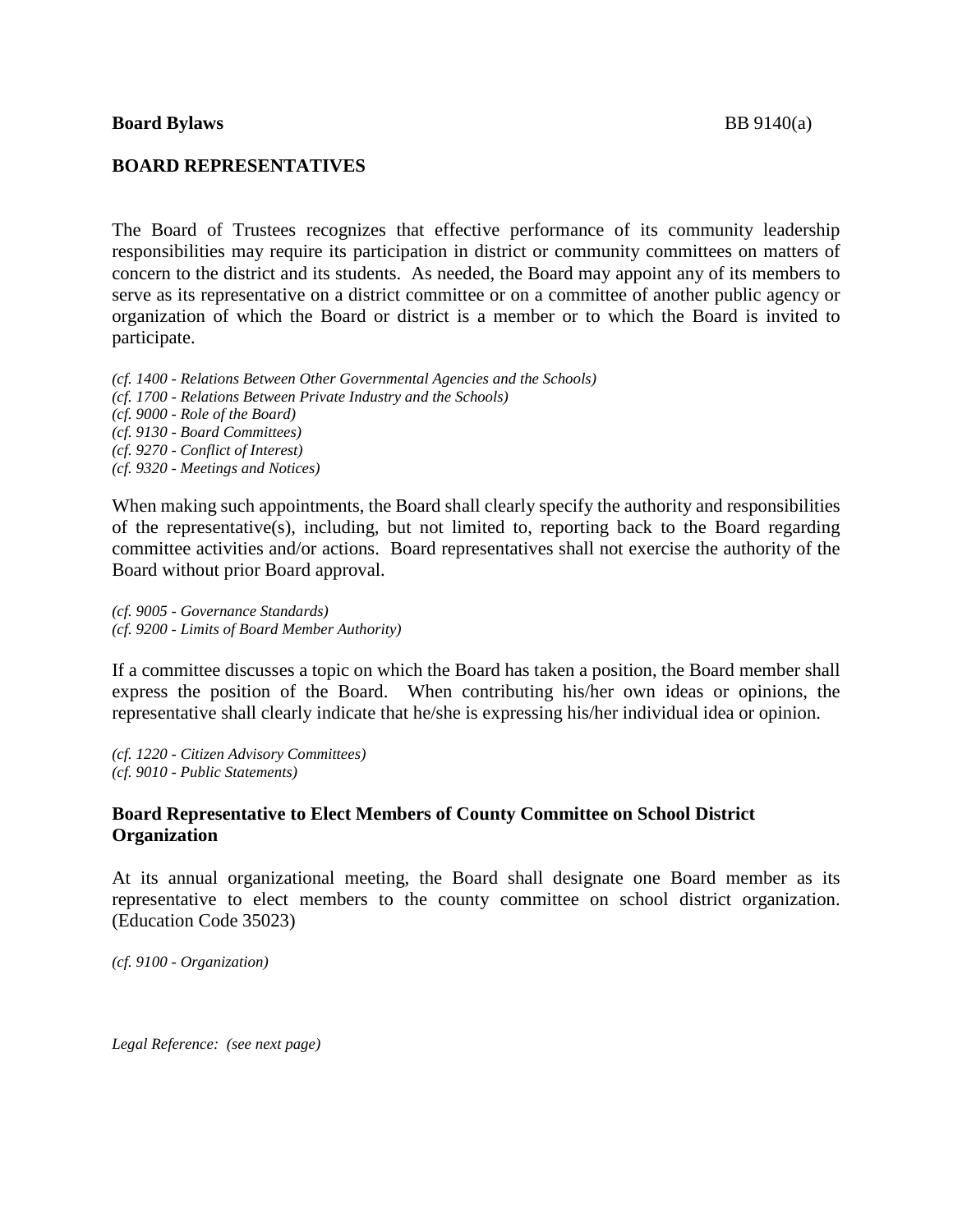**Board Bylaws** BB 9140(a)

## BOARD REPRESENTATIVES

The Board of Trustees recognizes that effective performance of its community leadership responsibilities may require its participation in district or community committees on matters of concern to the district and its students. As needed, the Board may appoint any of its members to serve as its representative on a district committee or on a committee of another public agency or organization of which the Board or district is a member or to which the Board is invited to participate.

*(cf. 1400 - Relations Between Other Governmental Agencies and the Schools)*
*(cf. 1700 - Relations Between Private Industry and the Schools)*
*(cf. 9000 - Role of the Board)*
*(cf. 9130 - Board Committees)*
*(cf. 9270 - Conflict of Interest)*
*(cf. 9320 - Meetings and Notices)*

When making such appointments, the Board shall clearly specify the authority and responsibilities of the representative(s), including, but not limited to, reporting back to the Board regarding committee activities and/or actions. Board representatives shall not exercise the authority of the Board without prior Board approval.

*(cf. 9005 - Governance Standards)*
*(cf. 9200 - Limits of Board Member Authority)*

If a committee discusses a topic on which the Board has taken a position, the Board member shall express the position of the Board. When contributing his/her own ideas or opinions, the representative shall clearly indicate that he/she is expressing his/her individual idea or opinion.

*(cf. 1220 - Citizen Advisory Committees)*
*(cf. 9010 - Public Statements)*

### Board Representative to Elect Members of County Committee on School District Organization

At its annual organizational meeting, the Board shall designate one Board member as its representative to elect members to the county committee on school district organization. (Education Code 35023)

*(cf. 9100 - Organization)*

*Legal Reference: (see next page)*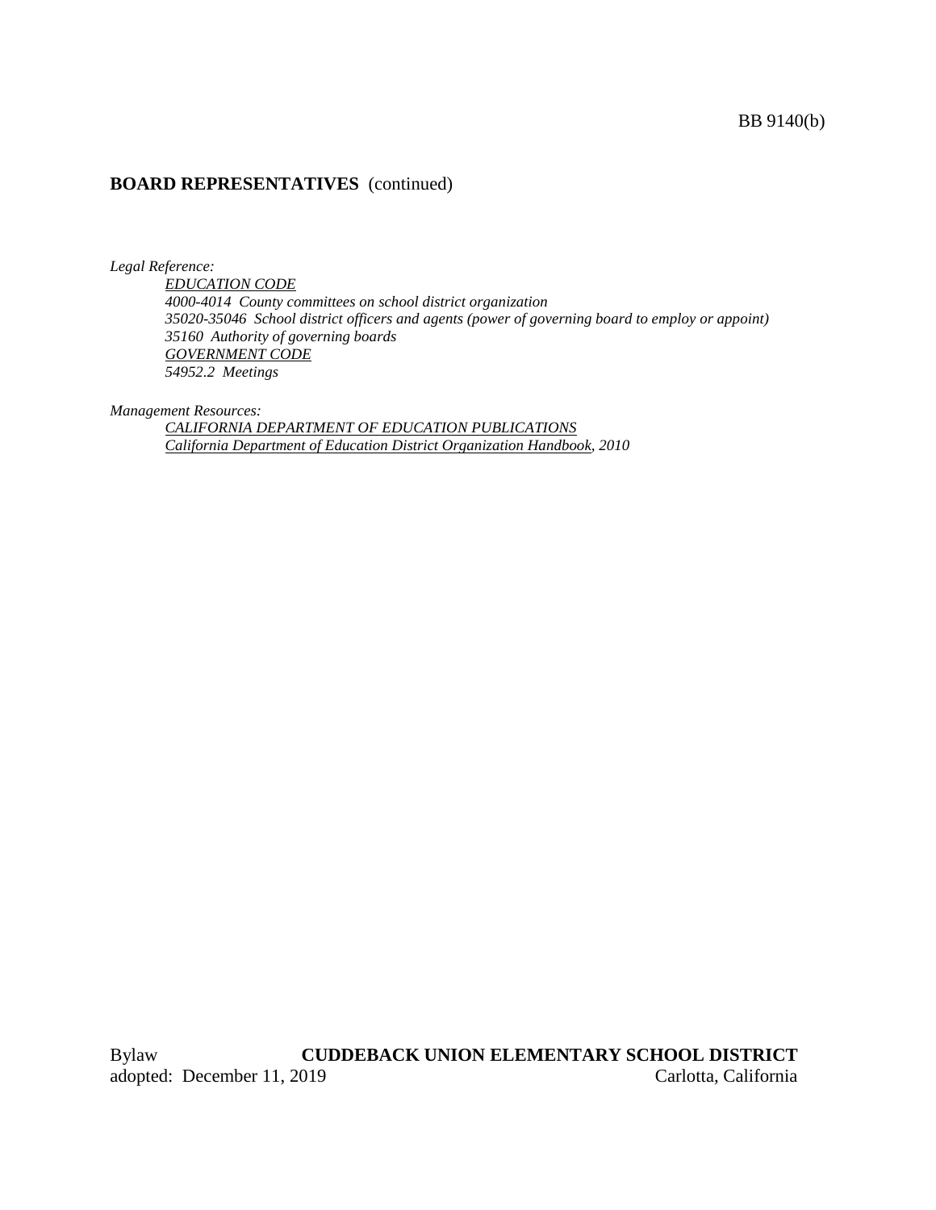**BOARD REPRESENTATIVES** (continued)

*Legal Reference:*

*EDUCATION CODE*
*4000-4014 County committees on school district organization*
*35020-35046 School district officers and agents (power of governing board to employ or appoint)*
*35160 Authority of governing boards*
*GOVERNMENT CODE*
*54952.2 Meetings*

*Management Resources:*

*CALIFORNIA DEPARTMENT OF EDUCATION PUBLICATIONS*
*California Department of Education District Organization Handbook, 2010*

Bylaw **CUDDEBACK UNION ELEMENTARY SCHOOL DISTRICT**
adopted: December 11, 2019 Carlotta, California